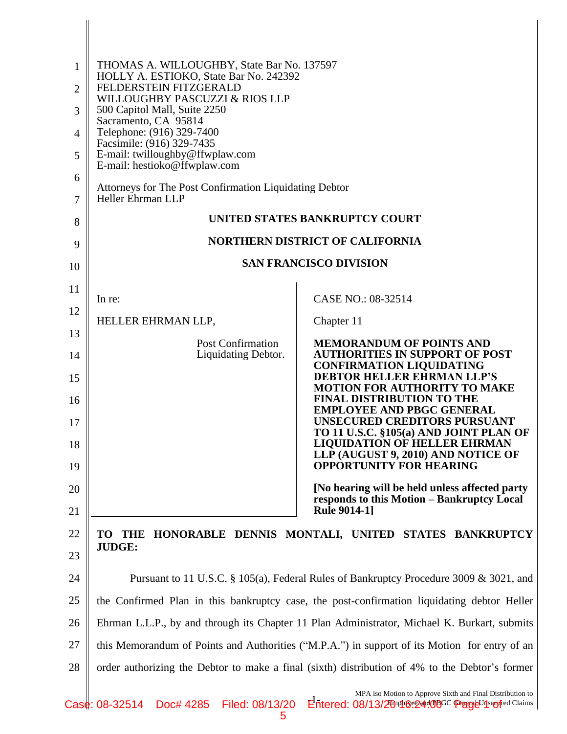THOMAS A. WILLOUGHBY, State Bar No. 137597
HOLLY A. ESTIOKO, State Bar No. 242392
FELDERSTEIN FITZGERALD
WILLOUGHBY PASCUZZI & RIOS LLP
500 Capitol Mall, Suite 2250
Sacramento, CA 95814
Telephone: (916) 329-7400
Facsimile: (916) 329-7435
E-mail: twilloughby@ffwplaw.com
E-mail: hestioko@ffwplaw.com

Attorneys for The Post Confirmation Liquidating Debtor
Heller Ehrman LLP

**UNITED STATES BANKRUPTCY COURT**

**NORTHERN DISTRICT OF CALIFORNIA**

**SAN FRANCISCO DIVISION**

| | |
|---|---|
| In re:<br><br>HELLER EHRMAN LLP,<br><br>Post Confirmation Liquidating Debtor. | CASE NO.: 08-32514<br><br>Chapter 11<br><br>**MEMORANDUM OF POINTS AND AUTHORITIES IN SUPPORT OF POST CONFIRMATION LIQUIDATING DEBTOR HELLER EHRMAN LLP'S MOTION FOR AUTHORITY TO MAKE FINAL DISTRIBUTION TO THE EMPLOYEE AND PBGC GENERAL UNSECURED CREDITORS PURSUANT TO 11 U.S.C. §105(a) AND JOINT PLAN OF LIQUIDATION OF HELLER EHRMAN LLP (AUGUST 9, 2010) AND NOTICE OF OPPORTUNITY FOR HEARING**<br><br>**[No hearing will be held unless affected party responds to this Motion – Bankruptcy Local Rule 9014-1]** |

**TO THE HONORABLE DENNIS MONTALI, UNITED STATES BANKRUPTCY JUDGE:**

Pursuant to 11 U.S.C. § 105(a), Federal Rules of Bankruptcy Procedure 3009 & 3021, and the Confirmed Plan in this bankruptcy case, the post-confirmation liquidating debtor Heller Ehrman L.L.P., by and through its Chapter 11 Plan Administrator, Michael K. Burkart, submits this Memorandum of Points and Authorities ("M.P.A.") in support of its Motion for entry of an order authorizing the Debtor to make a final (sixth) distribution of 4% to the Debtor's former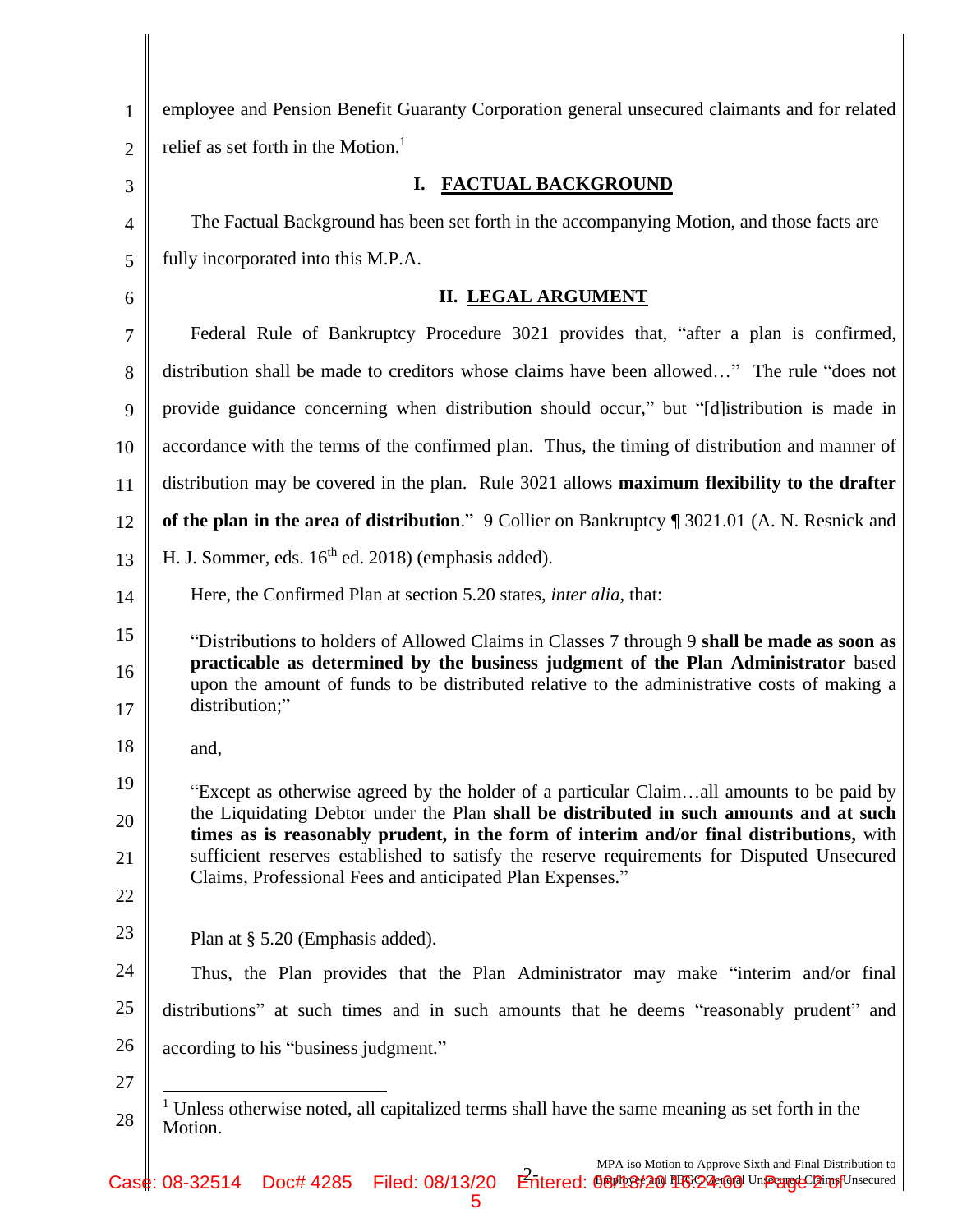employee and Pension Benefit Guaranty Corporation general unsecured claimants and for related relief as set forth in the Motion.[1]

## I. FACTUAL BACKGROUND

The Factual Background has been set forth in the accompanying Motion, and those facts are fully incorporated into this M.P.A.

## II. LEGAL ARGUMENT

Federal Rule of Bankruptcy Procedure 3021 provides that, "after a plan is confirmed, distribution shall be made to creditors whose claims have been allowed…" The rule "does not provide guidance concerning when distribution should occur," but "[d]istribution is made in accordance with the terms of the confirmed plan. Thus, the timing of distribution and manner of distribution may be covered in the plan. Rule 3021 allows **maximum flexibility to the drafter of the plan in the area of distribution**." 9 Collier on Bankruptcy ¶ 3021.01 (A. N. Resnick and H. J. Sommer, eds. 16th ed. 2018) (emphasis added).

Here, the Confirmed Plan at section 5.20 states, *inter alia*, that:

> "Distributions to holders of Allowed Claims in Classes 7 through 9 **shall be made as soon as practicable as determined by the business judgment of the Plan Administrator** based upon the amount of funds to be distributed relative to the administrative costs of making a distribution;"

and,

> "Except as otherwise agreed by the holder of a particular Claim…all amounts to be paid by the Liquidating Debtor under the Plan **shall be distributed in such amounts and at such times as is reasonably prudent, in the form of interim and/or final distributions,** with sufficient reserves established to satisfy the reserve requirements for Disputed Unsecured Claims, Professional Fees and anticipated Plan Expenses."

Plan at § 5.20 (Emphasis added).

Thus, the Plan provides that the Plan Administrator may make "interim and/or final distributions" at such times and in such amounts that he deems "reasonably prudent" and according to his "business judgment."

---

[1] Unless otherwise noted, all capitalized terms shall have the same meaning as set forth in the Motion.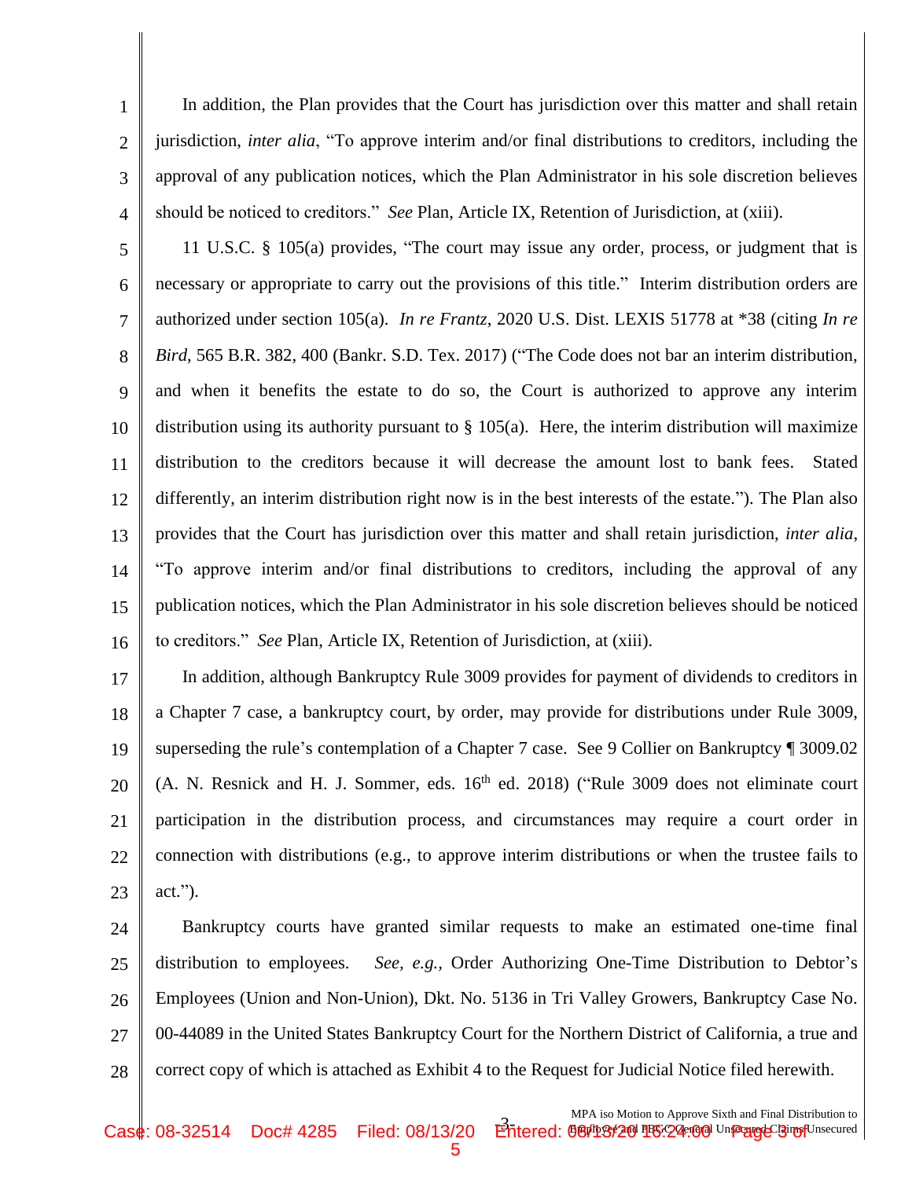In addition, the Plan provides that the Court has jurisdiction over this matter and shall retain jurisdiction, *inter alia*, "To approve interim and/or final distributions to creditors, including the approval of any publication notices, which the Plan Administrator in his sole discretion believes should be noticed to creditors." *See* Plan, Article IX, Retention of Jurisdiction, at (xiii).

11 U.S.C. § 105(a) provides, "The court may issue any order, process, or judgment that is necessary or appropriate to carry out the provisions of this title." Interim distribution orders are authorized under section 105(a). *In re Frantz*, 2020 U.S. Dist. LEXIS 51778 at *38 (citing *In re Bird*, 565 B.R. 382, 400 (Bankr. S.D. Tex. 2017) ("The Code does not bar an interim distribution, and when it benefits the estate to do so, the Court is authorized to approve any interim distribution using its authority pursuant to § 105(a). Here, the interim distribution will maximize distribution to the creditors because it will decrease the amount lost to bank fees. Stated differently, an interim distribution right now is in the best interests of the estate."). The Plan also provides that the Court has jurisdiction over this matter and shall retain jurisdiction, *inter alia*, "To approve interim and/or final distributions to creditors, including the approval of any publication notices, which the Plan Administrator in his sole discretion believes should be noticed to creditors." *See* Plan, Article IX, Retention of Jurisdiction, at (xiii).

In addition, although Bankruptcy Rule 3009 provides for payment of dividends to creditors in a Chapter 7 case, a bankruptcy court, by order, may provide for distributions under Rule 3009, superseding the rule's contemplation of a Chapter 7 case. See 9 Collier on Bankruptcy ¶ 3009.02 (A. N. Resnick and H. J. Sommer, eds. 16th ed. 2018) ("Rule 3009 does not eliminate court participation in the distribution process, and circumstances may require a court order in connection with distributions (e.g., to approve interim distributions or when the trustee fails to act.").

Bankruptcy courts have granted similar requests to make an estimated one-time final distribution to employees. *See, e.g.,* Order Authorizing One-Time Distribution to Debtor's Employees (Union and Non-Union), Dkt. No. 5136 in Tri Valley Growers, Bankruptcy Case No. 00-44089 in the United States Bankruptcy Court for the Northern District of California, a true and correct copy of which is attached as Exhibit 4 to the Request for Judicial Notice filed herewith.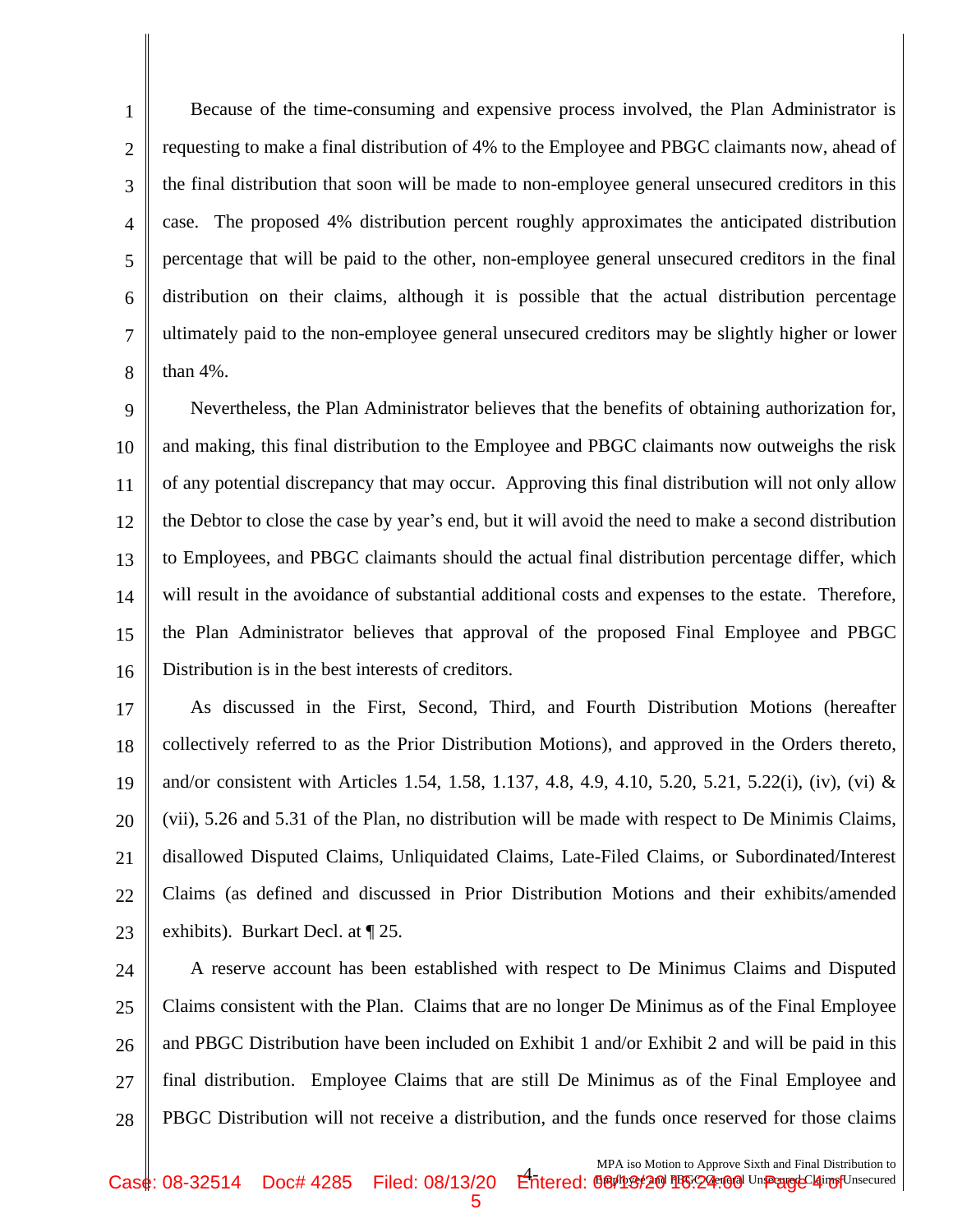Because of the time-consuming and expensive process involved, the Plan Administrator is requesting to make a final distribution of 4% to the Employee and PBGC claimants now, ahead of the final distribution that soon will be made to non-employee general unsecured creditors in this case. The proposed 4% distribution percent roughly approximates the anticipated distribution percentage that will be paid to the other, non-employee general unsecured creditors in the final distribution on their claims, although it is possible that the actual distribution percentage ultimately paid to the non-employee general unsecured creditors may be slightly higher or lower than 4%.

Nevertheless, the Plan Administrator believes that the benefits of obtaining authorization for, and making, this final distribution to the Employee and PBGC claimants now outweighs the risk of any potential discrepancy that may occur. Approving this final distribution will not only allow the Debtor to close the case by year's end, but it will avoid the need to make a second distribution to Employees, and PBGC claimants should the actual final distribution percentage differ, which will result in the avoidance of substantial additional costs and expenses to the estate. Therefore, the Plan Administrator believes that approval of the proposed Final Employee and PBGC Distribution is in the best interests of creditors.

As discussed in the First, Second, Third, and Fourth Distribution Motions (hereafter collectively referred to as the Prior Distribution Motions), and approved in the Orders thereto, and/or consistent with Articles 1.54, 1.58, 1.137, 4.8, 4.9, 4.10, 5.20, 5.21, 5.22(i), (iv), (vi) & (vii), 5.26 and 5.31 of the Plan, no distribution will be made with respect to De Minimis Claims, disallowed Disputed Claims, Unliquidated Claims, Late-Filed Claims, or Subordinated/Interest Claims (as defined and discussed in Prior Distribution Motions and their exhibits/amended exhibits). Burkart Decl. at ¶ 25.

A reserve account has been established with respect to De Minimus Claims and Disputed Claims consistent with the Plan. Claims that are no longer De Minimus as of the Final Employee and PBGC Distribution have been included on Exhibit 1 and/or Exhibit 2 and will be paid in this final distribution. Employee Claims that are still De Minimus as of the Final Employee and PBGC Distribution will not receive a distribution, and the funds once reserved for those claims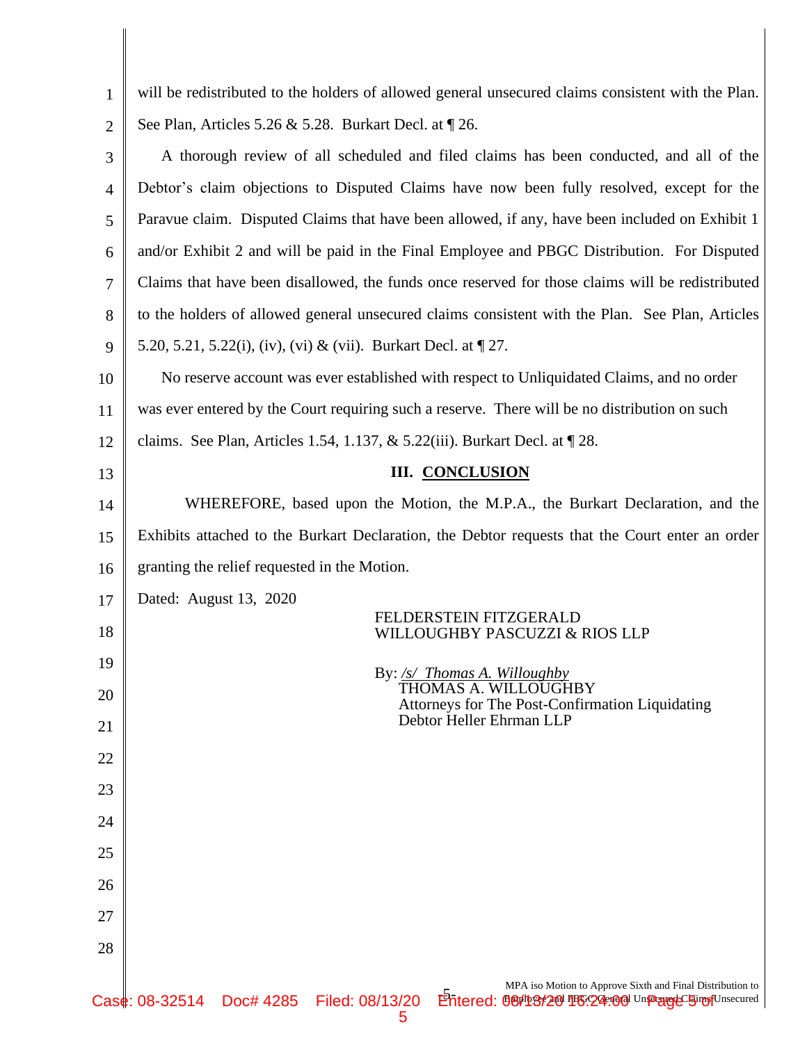will be redistributed to the holders of allowed general unsecured claims consistent with the Plan. See Plan, Articles 5.26 & 5.28. Burkart Decl. at ¶ 26.

A thorough review of all scheduled and filed claims has been conducted, and all of the Debtor's claim objections to Disputed Claims have now been fully resolved, except for the Paravue claim. Disputed Claims that have been allowed, if any, have been included on Exhibit 1 and/or Exhibit 2 and will be paid in the Final Employee and PBGC Distribution. For Disputed Claims that have been disallowed, the funds once reserved for those claims will be redistributed to the holders of allowed general unsecured claims consistent with the Plan. See Plan, Articles 5.20, 5.21, 5.22(i), (iv), (vi) & (vii). Burkart Decl. at ¶ 27.

No reserve account was ever established with respect to Unliquidated Claims, and no order was ever entered by the Court requiring such a reserve. There will be no distribution on such claims. See Plan, Articles 1.54, 1.137, & 5.22(iii). Burkart Decl. at ¶ 28.

## III. CONCLUSION

WHEREFORE, based upon the Motion, the M.P.A., the Burkart Declaration, and the Exhibits attached to the Burkart Declaration, the Debtor requests that the Court enter an order granting the relief requested in the Motion.

Dated: August 13, 2020

FELDERSTEIN FITZGERALD
WILLOUGHBY PASCUZZI & RIOS LLP

By: */s/ Thomas A. Willoughby*
THOMAS A. WILLOUGHBY
Attorneys for The Post-Confirmation Liquidating Debtor Heller Ehrman LLP